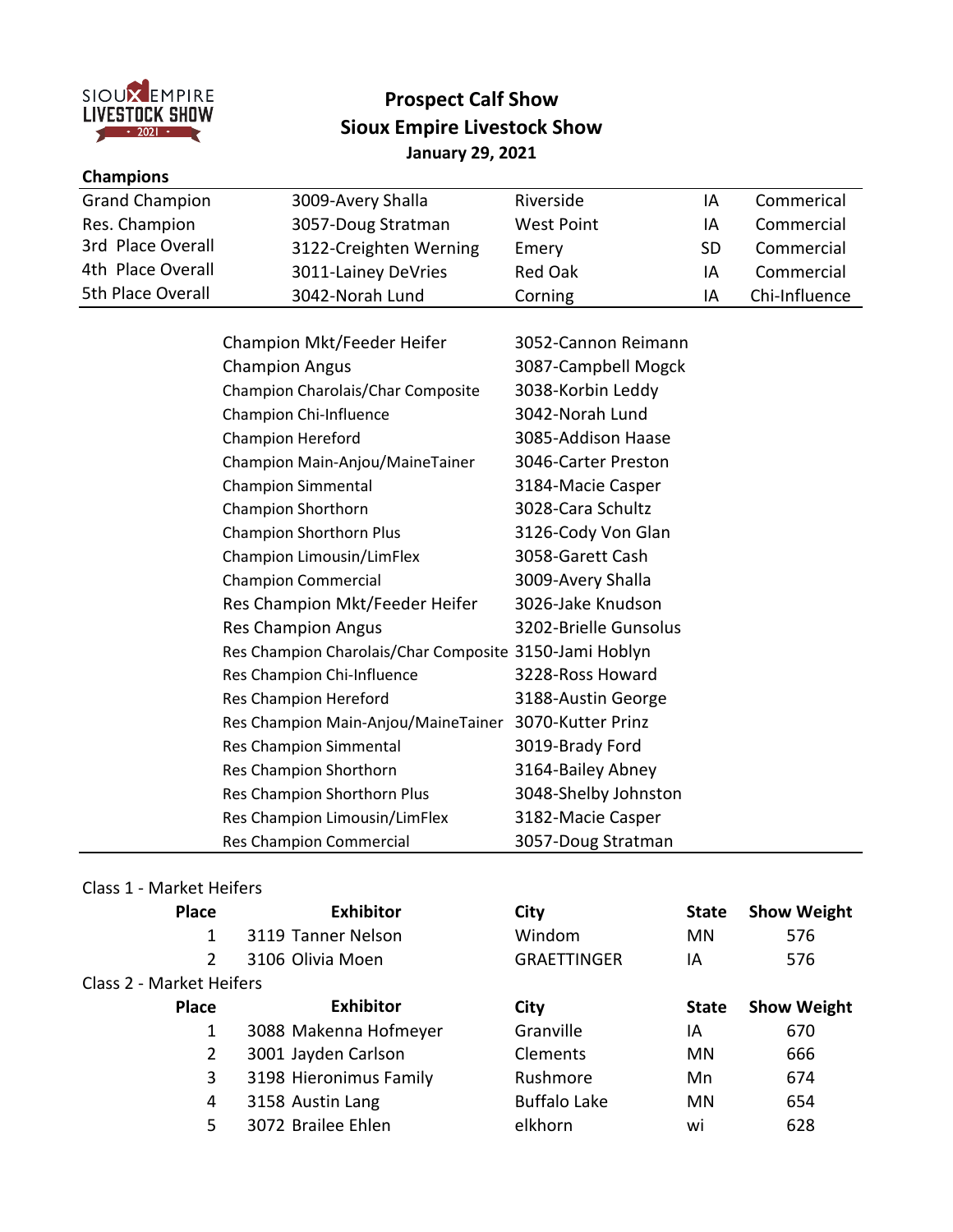# Prospect Calf Show
# Sioux Empire Livestock Show
### January 29, 2021

**Champions**

| | | | | |
|---|---|---|---|---|
| Grand Champion | 3009-Avery Shalla | Riverside | IA | Commerical |
| Res. Champion | 3057-Doug Stratman | West Point | IA | Commerical |
| 3rd Place Overall | 3122-Creighten Werning | Emery | SD | Commerical |
| 4th Place Overall | 3011-Lainey DeVries | Red Oak | IA | Commerical |
| 5th Place Overall | 3042-Norah Lund | Corning | IA | Chi-Influence |

| | |
|---|---|
| Champion Mkt/Feeder Heifer | 3052-Cannon Reimann |
| Champion Angus | 3087-Campbell Mogck |
| Champion Charolais/Char Composite | 3038-Korbin Leddy |
| Champion Chi-Influence | 3042-Norah Lund |
| Champion Hereford | 3085-Addison Haase |
| Champion Main-Anjou/MaineTainer | 3046-Carter Preston |
| Champion Simmental | 3184-Macie Casper |
| Champion Shorthorn | 3028-Cara Schultz |
| Champion Shorthorn Plus | 3126-Cody Von Glan |
| Champion Limousin/LimFlex | 3058-Garett Cash |
| Champion Commercial | 3009-Avery Shalla |
| Res Champion Mkt/Feeder Heifer | 3026-Jake Knudson |
| Res Champion Angus | 3202-Brielle Gunsolus |
| Res Champion Charolais/Char Composite | 3150-Jami Hoblyn |
| Res Champion Chi-Influence | 3228-Ross Howard |
| Res Champion Hereford | 3188-Austin George |
| Res Champion Main-Anjou/MaineTainer | 3070-Kutter Prinz |
| Res Champion Simmental | 3019-Brady Ford |
| Res Champion Shorthorn | 3164-Bailey Abney |
| Res Champion Shorthorn Plus | 3048-Shelby Johnston |
| Res Champion Limousin/LimFlex | 3182-Macie Casper |
| Res Champion Commercial | 3057-Doug Stratman |

Class 1 - Market Heifers

| Place | Exhibitor | City | State | Show Weight |
|---|---|---|---|---|
| 1 | 3119 Tanner Nelson | Windom | MN | 576 |
| 2 | 3106 Olivia Moen | GRAETTINGER | IA | 576 |

Class 2 - Market Heifers

| Place | Exhibitor | City | State | Show Weight |
|---|---|---|---|---|
| 1 | 3088 Makenna Hofmeyer | Granville | IA | 670 |
| 2 | 3001 Jayden Carlson | Clements | MN | 666 |
| 3 | 3198 Hieronimus Family | Rushmore | Mn | 674 |
| 4 | 3158 Austin Lang | Buffalo Lake | MN | 654 |
| 5 | 3072 Brailee Ehlen | elkhorn | wi | 628 |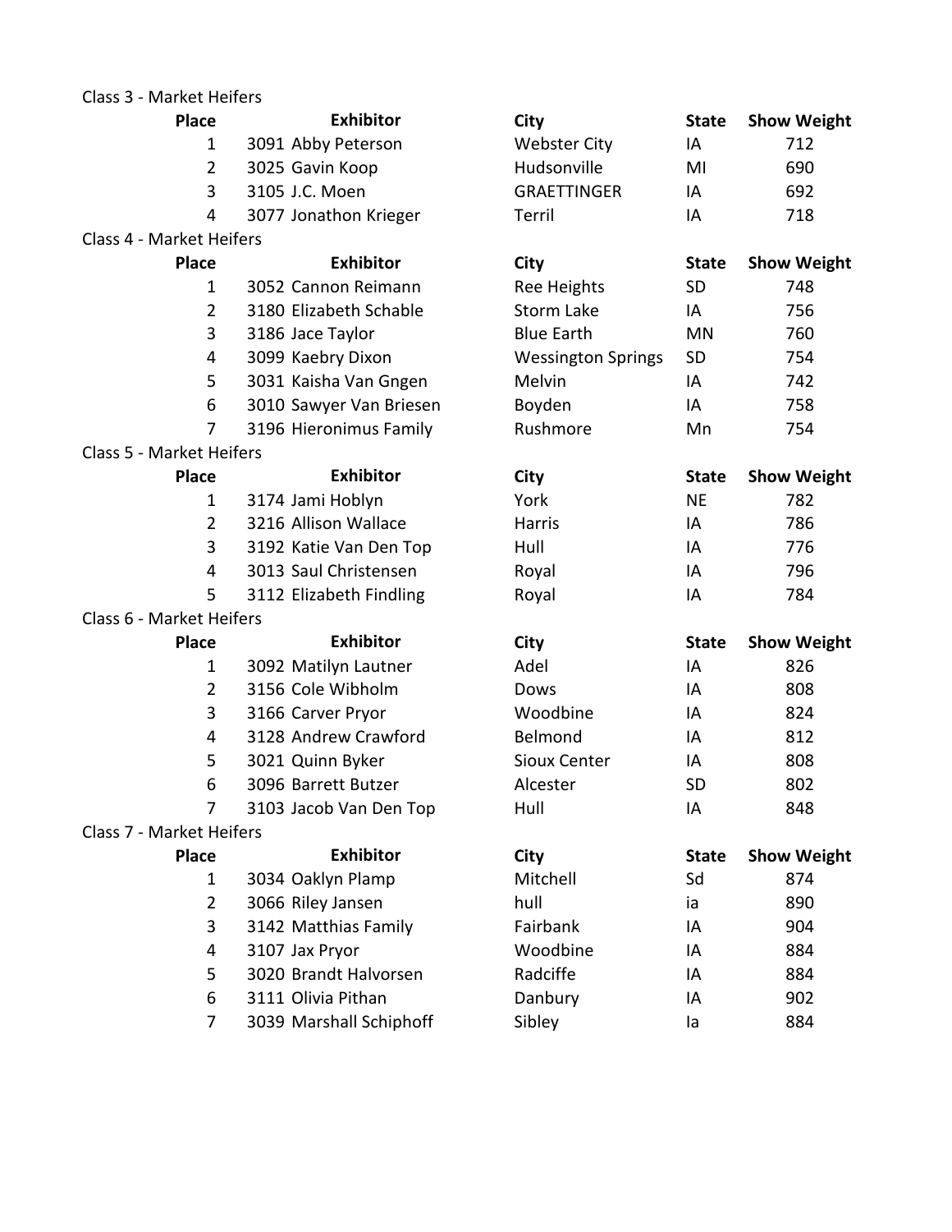Class 3 - Market Heifers

| Place | Exhibitor | City | State | Show Weight |
|---|---|---|---|---|
| 1 | 3091 Abby Peterson | Webster City | IA | 712 |
| 2 | 3025 Gavin Koop | Hudsonville | MI | 690 |
| 3 | 3105 J.C. Moen | GRAETTINGER | IA | 692 |
| 4 | 3077 Jonathon Krieger | Terril | IA | 718 |

Class 4 - Market Heifers

| Place | Exhibitor | City | State | Show Weight |
|---|---|---|---|---|
| 1 | 3052 Cannon Reimann | Ree Heights | SD | 748 |
| 2 | 3180 Elizabeth Schable | Storm Lake | IA | 756 |
| 3 | 3186 Jace Taylor | Blue Earth | MN | 760 |
| 4 | 3099 Kaebry Dixon | Wessington Springs | SD | 754 |
| 5 | 3031 Kaisha Van Gngen | Melvin | IA | 742 |
| 6 | 3010 Sawyer Van Briesen | Boyden | IA | 758 |
| 7 | 3196 Hieronimus Family | Rushmore | Mn | 754 |

Class 5 - Market Heifers

| Place | Exhibitor | City | State | Show Weight |
|---|---|---|---|---|
| 1 | 3174 Jami Hoblyn | York | NE | 782 |
| 2 | 3216 Allison Wallace | Harris | IA | 786 |
| 3 | 3192 Katie Van Den Top | Hull | IA | 776 |
| 4 | 3013 Saul Christensen | Royal | IA | 796 |
| 5 | 3112 Elizabeth Findling | Royal | IA | 784 |

Class 6 - Market Heifers

| Place | Exhibitor | City | State | Show Weight |
|---|---|---|---|---|
| 1 | 3092 Matilyn Lautner | Adel | IA | 826 |
| 2 | 3156 Cole Wibholm | Dows | IA | 808 |
| 3 | 3166 Carver Pryor | Woodbine | IA | 824 |
| 4 | 3128 Andrew Crawford | Belmond | IA | 812 |
| 5 | 3021 Quinn Byker | Sioux Center | IA | 808 |
| 6 | 3096 Barrett Butzer | Alcester | SD | 802 |
| 7 | 3103 Jacob Van Den Top | Hull | IA | 848 |

Class 7 - Market Heifers

| Place | Exhibitor | City | State | Show Weight |
|---|---|---|---|---|
| 1 | 3034 Oaklyn Plamp | Mitchell | Sd | 874 |
| 2 | 3066 Riley Jansen | hull | ia | 890 |
| 3 | 3142 Matthias Family | Fairbank | IA | 904 |
| 4 | 3107 Jax Pryor | Woodbine | IA | 884 |
| 5 | 3020 Brandt Halvorsen | Radciffe | IA | 884 |
| 6 | 3111 Olivia Pithan | Danbury | IA | 902 |
| 7 | 3039 Marshall Schiphoff | Sibley | Ia | 884 |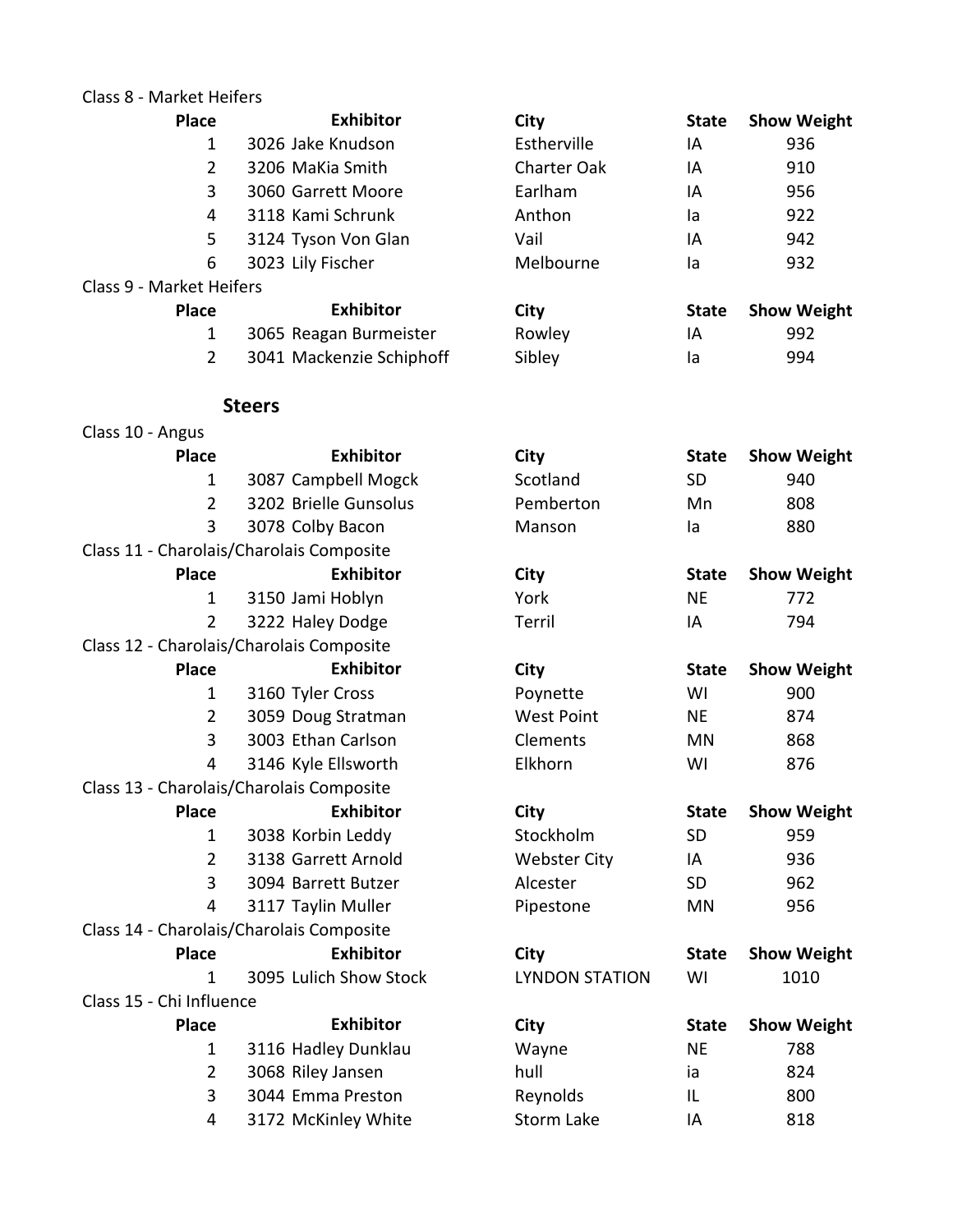Class 8 - Market Heifers

| Place | Exhibitor | City | State | Show Weight |
|---|---|---|---|---|
| 1 | 3026 Jake Knudson | Estherville | IA | 936 |
| 2 | 3206 MaKia Smith | Charter Oak | IA | 910 |
| 3 | 3060 Garrett Moore | Earlham | IA | 956 |
| 4 | 3118 Kami Schrunk | Anthon | Ia | 922 |
| 5 | 3124 Tyson Von Glan | Vail | IA | 942 |
| 6 | 3023 Lily Fischer | Melbourne | Ia | 932 |

Class 9 - Market Heifers

| Place | Exhibitor | City | State | Show Weight |
|---|---|---|---|---|
| 1 | 3065 Reagan Burmeister | Rowley | IA | 992 |
| 2 | 3041 Mackenzie Schiphoff | Sibley | Ia | 994 |

## Steers

Class 10 - Angus

| Place | Exhibitor | City | State | Show Weight |
|---|---|---|---|---|
| 1 | 3087 Campbell Mogck | Scotland | SD | 940 |
| 2 | 3202 Brielle Gunsolus | Pemberton | Mn | 808 |
| 3 | 3078 Colby Bacon | Manson | Ia | 880 |

Class 11 - Charolais/Charolais Composite

| Place | Exhibitor | City | State | Show Weight |
|---|---|---|---|---|
| 1 | 3150 Jami Hoblyn | York | NE | 772 |
| 2 | 3222 Haley Dodge | Terril | IA | 794 |

Class 12 - Charolais/Charolais Composite

| Place | Exhibitor | City | State | Show Weight |
|---|---|---|---|---|
| 1 | 3160 Tyler Cross | Poynette | WI | 900 |
| 2 | 3059 Doug Stratman | West Point | NE | 874 |
| 3 | 3003 Ethan Carlson | Clements | MN | 868 |
| 4 | 3146 Kyle Ellsworth | Elkhorn | WI | 876 |

Class 13 - Charolais/Charolais Composite

| Place | Exhibitor | City | State | Show Weight |
|---|---|---|---|---|
| 1 | 3038 Korbin Leddy | Stockholm | SD | 959 |
| 2 | 3138 Garrett Arnold | Webster City | IA | 936 |
| 3 | 3094 Barrett Butzer | Alcester | SD | 962 |
| 4 | 3117 Taylin Muller | Pipestone | MN | 956 |

Class 14 - Charolais/Charolais Composite

| Place | Exhibitor | City | State | Show Weight |
|---|---|---|---|---|
| 1 | 3095 Lulich Show Stock | LYNDON STATION | WI | 1010 |

Class 15 - Chi Influence

| Place | Exhibitor | City | State | Show Weight |
|---|---|---|---|---|
| 1 | 3116 Hadley Dunklau | Wayne | NE | 788 |
| 2 | 3068 Riley Jansen | hull | ia | 824 |
| 3 | 3044 Emma Preston | Reynolds | IL | 800 |
| 4 | 3172 McKinley White | Storm Lake | IA | 818 |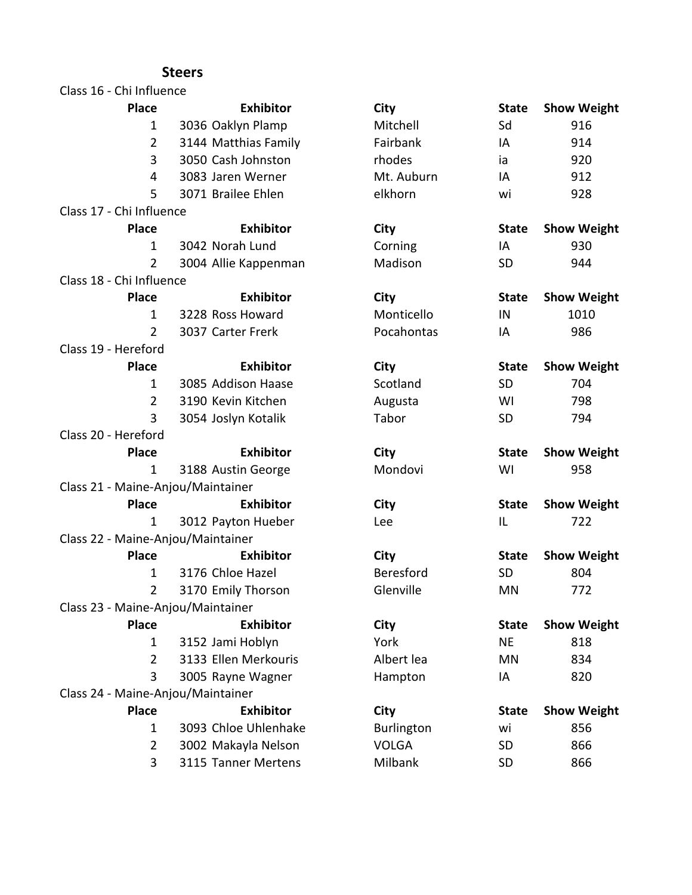**Steers**

Class 16 - Chi Influence

| Place | Exhibitor | City | State | Show Weight |
|---|---|---|---|---|
| 1 | 3036 Oaklyn Plamp | Mitchell | Sd | 916 |
| 2 | 3144 Matthias Family | Fairbank | IA | 914 |
| 3 | 3050 Cash Johnston | rhodes | ia | 920 |
| 4 | 3083 Jaren Werner | Mt. Auburn | IA | 912 |
| 5 | 3071 Brailee Ehlen | elkhorn | wi | 928 |

Class 17 - Chi Influence

| Place | Exhibitor | City | State | Show Weight |
|---|---|---|---|---|
| 1 | 3042 Norah Lund | Corning | IA | 930 |
| 2 | 3004 Allie Kappenman | Madison | SD | 944 |

Class 18 - Chi Influence

| Place | Exhibitor | City | State | Show Weight |
|---|---|---|---|---|
| 1 | 3228 Ross Howard | Monticello | IN | 1010 |
| 2 | 3037 Carter Frerk | Pocahontas | IA | 986 |

Class 19 - Hereford

| Place | Exhibitor | City | State | Show Weight |
|---|---|---|---|---|
| 1 | 3085 Addison Haase | Scotland | SD | 704 |
| 2 | 3190 Kevin Kitchen | Augusta | WI | 798 |
| 3 | 3054 Joslyn Kotalik | Tabor | SD | 794 |

Class 20 - Hereford

| Place | Exhibitor | City | State | Show Weight |
|---|---|---|---|---|
| 1 | 3188 Austin George | Mondovi | WI | 958 |

Class 21 - Maine-Anjou/Maintainer

| Place | Exhibitor | City | State | Show Weight |
|---|---|---|---|---|
| 1 | 3012 Payton Hueber | Lee | IL | 722 |

Class 22 - Maine-Anjou/Maintainer

| Place | Exhibitor | City | State | Show Weight |
|---|---|---|---|---|
| 1 | 3176 Chloe Hazel | Beresford | SD | 804 |
| 2 | 3170 Emily Thorson | Glenville | MN | 772 |

Class 23 - Maine-Anjou/Maintainer

| Place | Exhibitor | City | State | Show Weight |
|---|---|---|---|---|
| 1 | 3152 Jami Hoblyn | York | NE | 818 |
| 2 | 3133 Ellen Merkouris | Albert lea | MN | 834 |
| 3 | 3005 Rayne Wagner | Hampton | IA | 820 |

Class 24 - Maine-Anjou/Maintainer

| Place | Exhibitor | City | State | Show Weight |
|---|---|---|---|---|
| 1 | 3093 Chloe Uhlenhake | Burlington | wi | 856 |
| 2 | 3002 Makayla Nelson | VOLGA | SD | 866 |
| 3 | 3115 Tanner Mertens | Milbank | SD | 866 |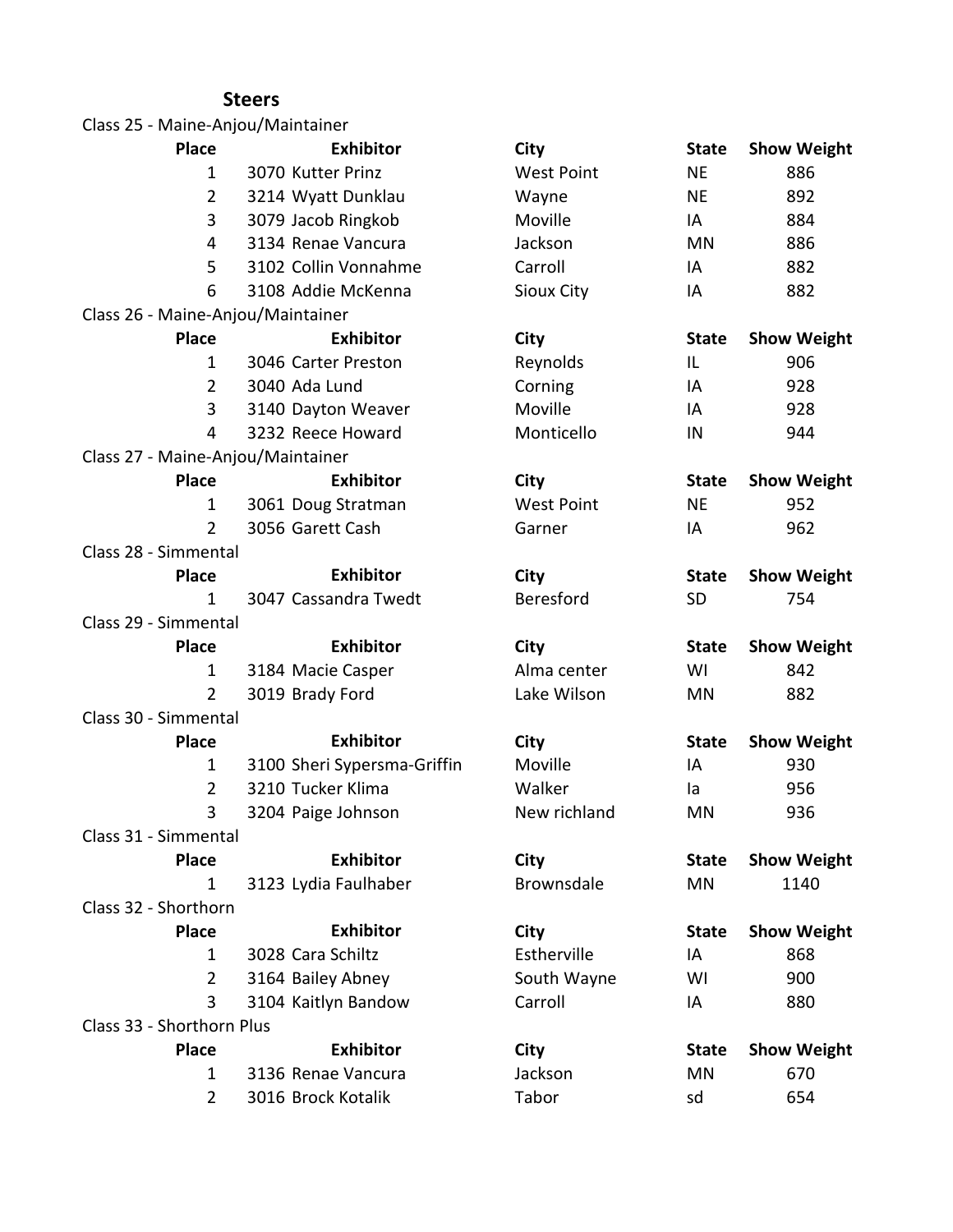## Steers

Class 25 - Maine-Anjou/Maintainer

| Place | Exhibitor | City | State | Show Weight |
|---|---|---|---|---|
| 1 | 3070 Kutter Prinz | West Point | NE | 886 |
| 2 | 3214 Wyatt Dunklau | Wayne | NE | 892 |
| 3 | 3079 Jacob Ringkob | Moville | IA | 884 |
| 4 | 3134 Renae Vancura | Jackson | MN | 886 |
| 5 | 3102 Collin Vonnahme | Carroll | IA | 882 |
| 6 | 3108 Addie McKenna | Sioux City | IA | 882 |

Class 26 - Maine-Anjou/Maintainer

| Place | Exhibitor | City | State | Show Weight |
|---|---|---|---|---|
| 1 | 3046 Carter Preston | Reynolds | IL | 906 |
| 2 | 3040 Ada Lund | Corning | IA | 928 |
| 3 | 3140 Dayton Weaver | Moville | IA | 928 |
| 4 | 3232 Reece Howard | Monticello | IN | 944 |

Class 27 - Maine-Anjou/Maintainer

| Place | Exhibitor | City | State | Show Weight |
|---|---|---|---|---|
| 1 | 3061 Doug Stratman | West Point | NE | 952 |
| 2 | 3056 Garett Cash | Garner | IA | 962 |

Class 28 - Simmental

| Place | Exhibitor | City | State | Show Weight |
|---|---|---|---|---|
| 1 | 3047 Cassandra Twedt | Beresford | SD | 754 |

Class 29 - Simmental

| Place | Exhibitor | City | State | Show Weight |
|---|---|---|---|---|
| 1 | 3184 Macie Casper | Alma center | WI | 842 |
| 2 | 3019 Brady Ford | Lake Wilson | MN | 882 |

Class 30 - Simmental

| Place | Exhibitor | City | State | Show Weight |
|---|---|---|---|---|
| 1 | 3100 Sheri Sypersma-Griffin | Moville | IA | 930 |
| 2 | 3210 Tucker Klima | Walker | Ia | 956 |
| 3 | 3204 Paige Johnson | New richland | MN | 936 |

Class 31 - Simmental

| Place | Exhibitor | City | State | Show Weight |
|---|---|---|---|---|
| 1 | 3123 Lydia Faulhaber | Brownsdale | MN | 1140 |

Class 32 - Shorthorn

| Place | Exhibitor | City | State | Show Weight |
|---|---|---|---|---|
| 1 | 3028 Cara Schiltz | Estherville | IA | 868 |
| 2 | 3164 Bailey Abney | South Wayne | WI | 900 |
| 3 | 3104 Kaitlyn Bandow | Carroll | IA | 880 |

Class 33 - Shorthorn Plus

| Place | Exhibitor | City | State | Show Weight |
|---|---|---|---|---|
| 1 | 3136 Renae Vancura | Jackson | MN | 670 |
| 2 | 3016 Brock Kotalik | Tabor | sd | 654 |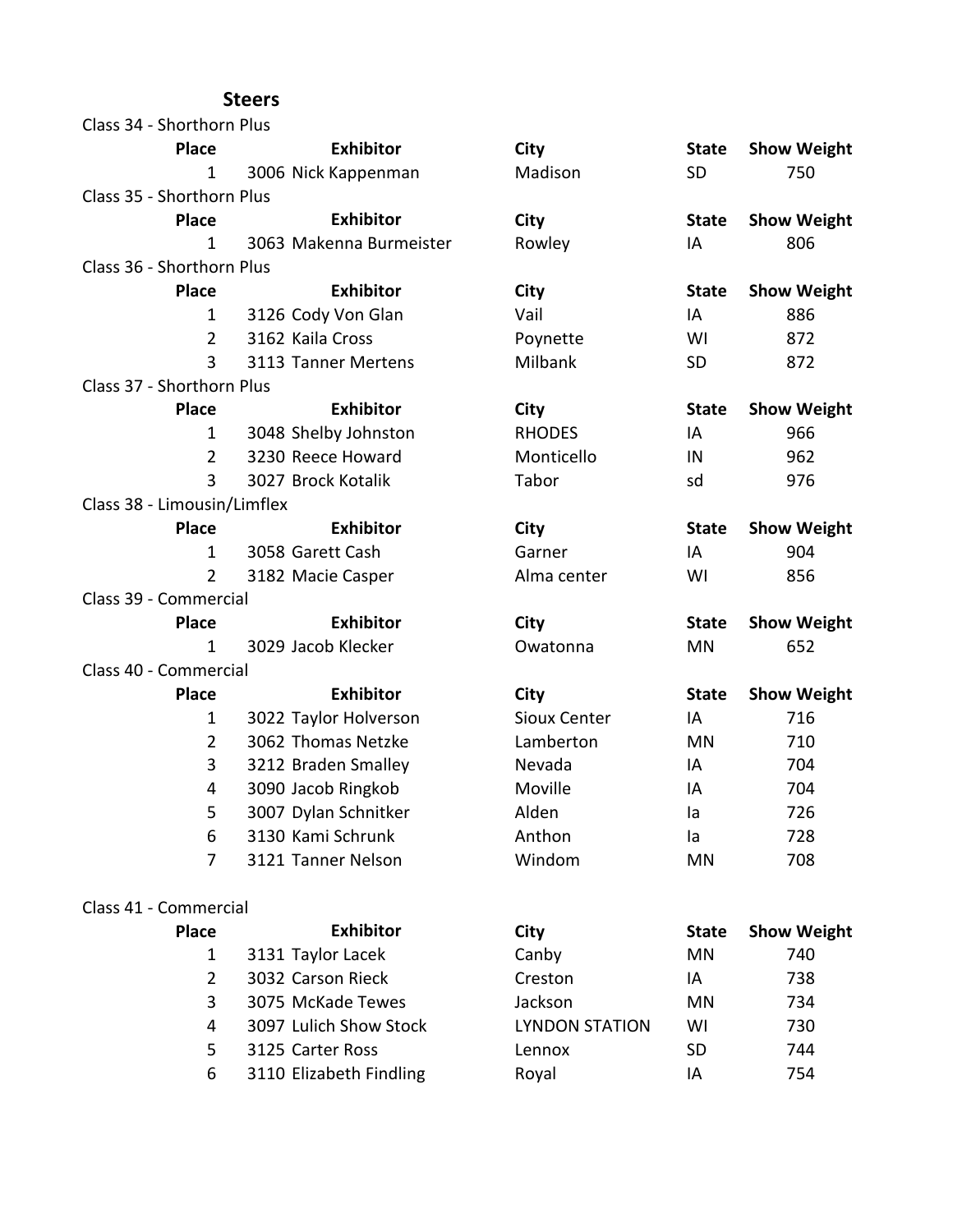## Steers

Class 34 - Shorthorn Plus

| Place | Exhibitor | City | State | Show Weight |
|---|---|---|---|---|
| 1 | 3006 Nick Kappenman | Madison | SD | 750 |

Class 35 - Shorthorn Plus

| Place | Exhibitor | City | State | Show Weight |
|---|---|---|---|---|
| 1 | 3063 Makenna Burmeister | Rowley | IA | 806 |

Class 36 - Shorthorn Plus

| Place | Exhibitor | City | State | Show Weight |
|---|---|---|---|---|
| 1 | 3126 Cody Von Glan | Vail | IA | 886 |
| 2 | 3162 Kaila Cross | Poynette | WI | 872 |
| 3 | 3113 Tanner Mertens | Milbank | SD | 872 |

Class 37 - Shorthorn Plus

| Place | Exhibitor | City | State | Show Weight |
|---|---|---|---|---|
| 1 | 3048 Shelby Johnston | RHODES | IA | 966 |
| 2 | 3230 Reece Howard | Monticello | IN | 962 |
| 3 | 3027 Brock Kotalik | Tabor | sd | 976 |

Class 38 - Limousin/Limflex

| Place | Exhibitor | City | State | Show Weight |
|---|---|---|---|---|
| 1 | 3058 Garett Cash | Garner | IA | 904 |
| 2 | 3182 Macie Casper | Alma center | WI | 856 |

Class 39 - Commercial

| Place | Exhibitor | City | State | Show Weight |
|---|---|---|---|---|
| 1 | 3029 Jacob Klecker | Owatonna | MN | 652 |

Class 40 - Commercial

| Place | Exhibitor | City | State | Show Weight |
|---|---|---|---|---|
| 1 | 3022 Taylor Holverson | Sioux Center | IA | 716 |
| 2 | 3062 Thomas Netzke | Lamberton | MN | 710 |
| 3 | 3212 Braden Smalley | Nevada | IA | 704 |
| 4 | 3090 Jacob Ringkob | Moville | IA | 704 |
| 5 | 3007 Dylan Schnitker | Alden | Ia | 726 |
| 6 | 3130 Kami Schrunk | Anthon | Ia | 728 |
| 7 | 3121 Tanner Nelson | Windom | MN | 708 |

Class 41 - Commercial

| Place | Exhibitor | City | State | Show Weight |
|---|---|---|---|---|
| 1 | 3131 Taylor Lacek | Canby | MN | 740 |
| 2 | 3032 Carson Rieck | Creston | IA | 738 |
| 3 | 3075 McKade Tewes | Jackson | MN | 734 |
| 4 | 3097 Lulich Show Stock | LYNDON STATION | WI | 730 |
| 5 | 3125 Carter Ross | Lennox | SD | 744 |
| 6 | 3110 Elizabeth Findling | Royal | IA | 754 |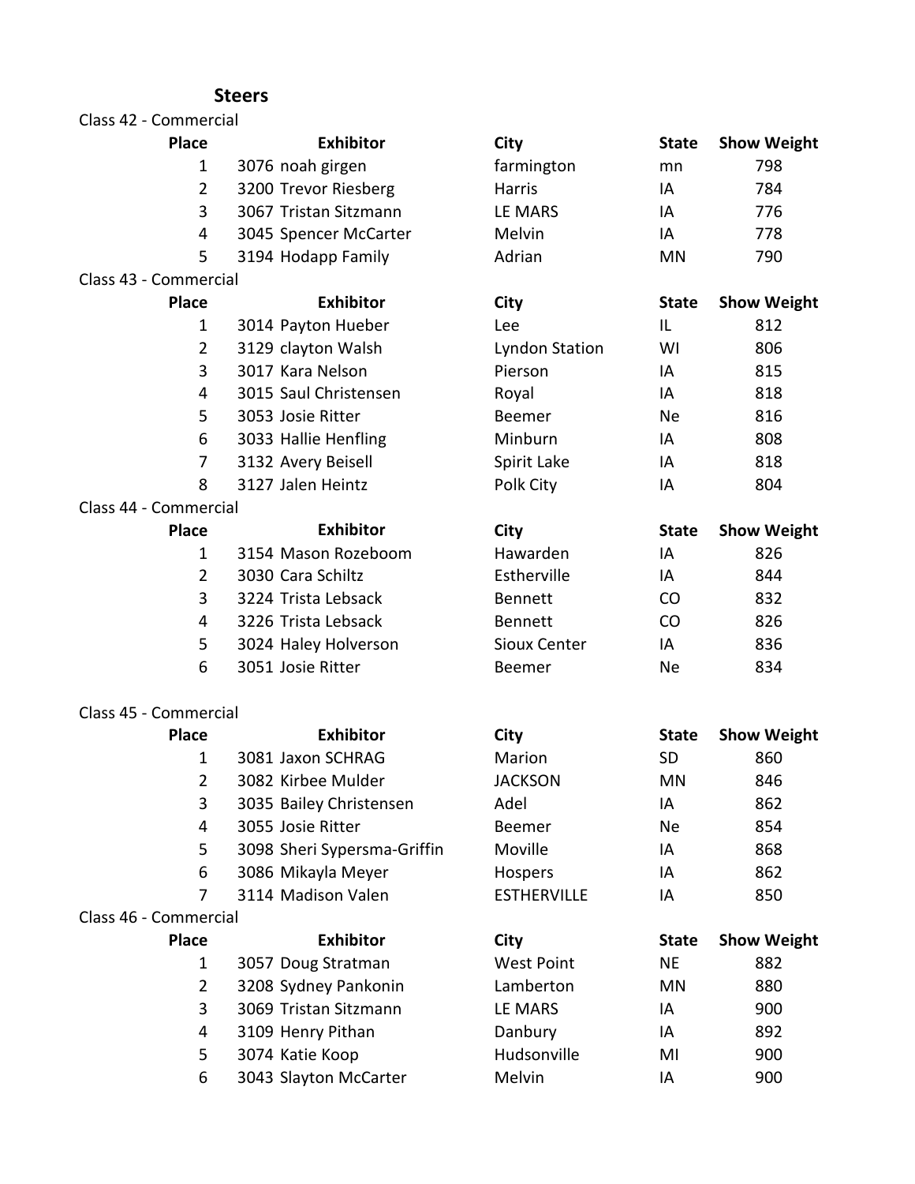## Steers

Class 42 - Commercial

| Place | Exhibitor | City | State | Show Weight |
|---|---|---|---|---|
| 1 | 3076 noah girgen | farmington | mn | 798 |
| 2 | 3200 Trevor Riesberg | Harris | IA | 784 |
| 3 | 3067 Tristan Sitzmann | LE MARS | IA | 776 |
| 4 | 3045 Spencer McCarter | Melvin | IA | 778 |
| 5 | 3194 Hodapp Family | Adrian | MN | 790 |

Class 43 - Commercial

| Place | Exhibitor | City | State | Show Weight |
|---|---|---|---|---|
| 1 | 3014 Payton Hueber | Lee | IL | 812 |
| 2 | 3129 clayton Walsh | Lyndon Station | WI | 806 |
| 3 | 3017 Kara Nelson | Pierson | IA | 815 |
| 4 | 3015 Saul Christensen | Royal | IA | 818 |
| 5 | 3053 Josie Ritter | Beemer | Ne | 816 |
| 6 | 3033 Hallie Henfling | Minburn | IA | 808 |
| 7 | 3132 Avery Beisell | Spirit Lake | IA | 818 |
| 8 | 3127 Jalen Heintz | Polk City | IA | 804 |

Class 44 - Commercial

| Place | Exhibitor | City | State | Show Weight |
|---|---|---|---|---|
| 1 | 3154 Mason Rozeboom | Hawarden | IA | 826 |
| 2 | 3030 Cara Schiltz | Estherville | IA | 844 |
| 3 | 3224 Trista Lebsack | Bennett | CO | 832 |
| 4 | 3226 Trista Lebsack | Bennett | CO | 826 |
| 5 | 3024 Haley Holverson | Sioux Center | IA | 836 |
| 6 | 3051 Josie Ritter | Beemer | Ne | 834 |

Class 45 - Commercial

| Place | Exhibitor | City | State | Show Weight |
|---|---|---|---|---|
| 1 | 3081 Jaxon SCHRAG | Marion | SD | 860 |
| 2 | 3082 Kirbee Mulder | JACKSON | MN | 846 |
| 3 | 3035 Bailey Christensen | Adel | IA | 862 |
| 4 | 3055 Josie Ritter | Beemer | Ne | 854 |
| 5 | 3098 Sheri Sypersma-Griffin | Moville | IA | 868 |
| 6 | 3086 Mikayla Meyer | Hospers | IA | 862 |
| 7 | 3114 Madison Valen | ESTHERVILLE | IA | 850 |

Class 46 - Commercial

| Place | Exhibitor | City | State | Show Weight |
|---|---|---|---|---|
| 1 | 3057 Doug Stratman | West Point | NE | 882 |
| 2 | 3208 Sydney Pankonin | Lamberton | MN | 880 |
| 3 | 3069 Tristan Sitzmann | LE MARS | IA | 900 |
| 4 | 3109 Henry Pithan | Danbury | IA | 892 |
| 5 | 3074 Katie Koop | Hudsonville | MI | 900 |
| 6 | 3043 Slayton McCarter | Melvin | IA | 900 |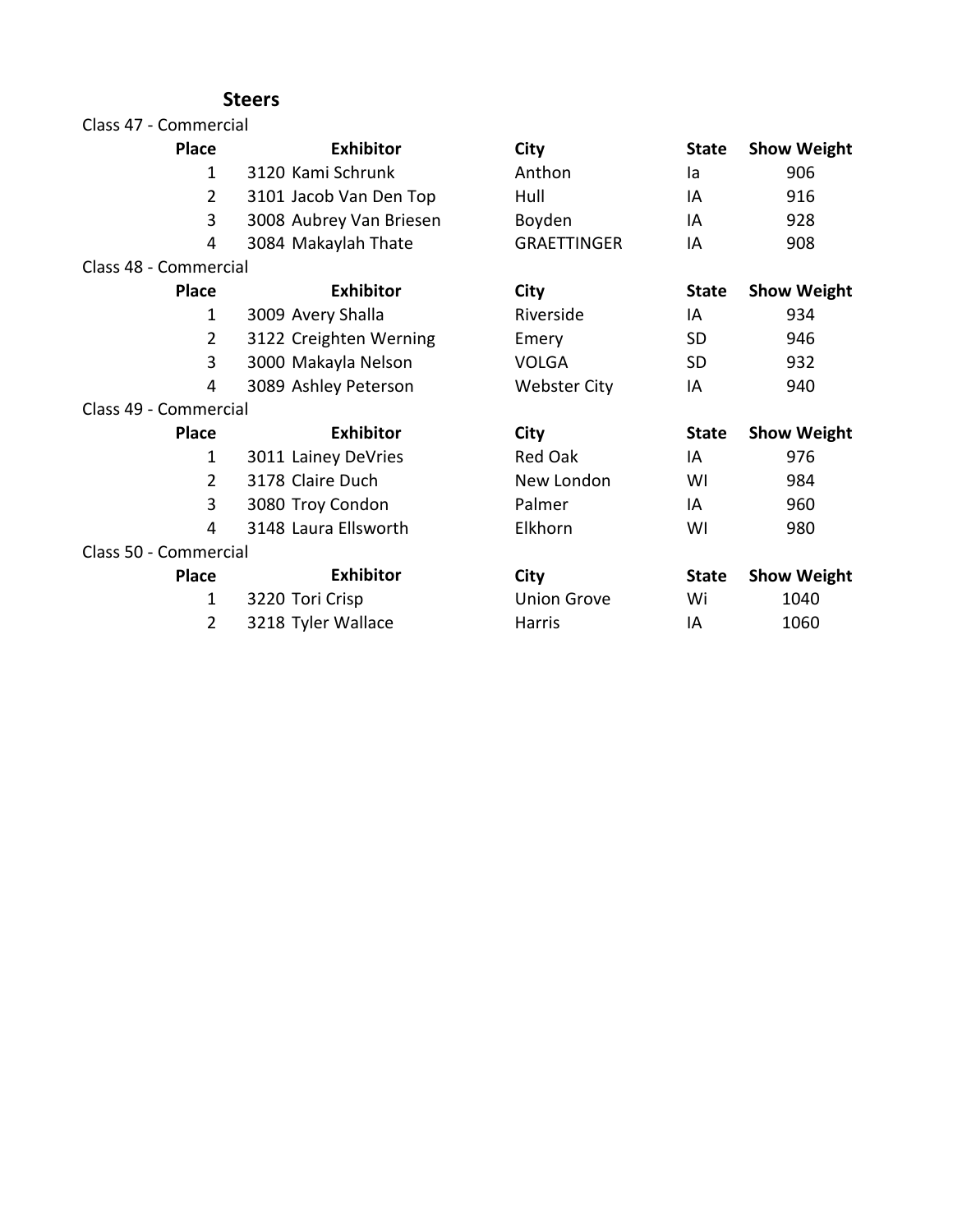## Steers

Class 47 - Commercial

| Place | Exhibitor | City | State | Show Weight |
|---|---|---|---|---|
| 1 | 3120 Kami Schrunk | Anthon | Ia | 906 |
| 2 | 3101 Jacob Van Den Top | Hull | IA | 916 |
| 3 | 3008 Aubrey Van Briesen | Boyden | IA | 928 |
| 4 | 3084 Makaylah Thate | GRAETTINGER | IA | 908 |

Class 48 - Commercial

| Place | Exhibitor | City | State | Show Weight |
|---|---|---|---|---|
| 1 | 3009 Avery Shalla | Riverside | IA | 934 |
| 2 | 3122 Creighten Werning | Emery | SD | 946 |
| 3 | 3000 Makayla Nelson | VOLGA | SD | 932 |
| 4 | 3089 Ashley Peterson | Webster City | IA | 940 |

Class 49 - Commercial

| Place | Exhibitor | City | State | Show Weight |
|---|---|---|---|---|
| 1 | 3011 Lainey DeVries | Red Oak | IA | 976 |
| 2 | 3178 Claire Duch | New London | WI | 984 |
| 3 | 3080 Troy Condon | Palmer | IA | 960 |
| 4 | 3148 Laura Ellsworth | Elkhorn | WI | 980 |

Class 50 - Commercial

| Place | Exhibitor | City | State | Show Weight |
|---|---|---|---|---|
| 1 | 3220 Tori Crisp | Union Grove | Wi | 1040 |
| 2 | 3218 Tyler Wallace | Harris | IA | 1060 |